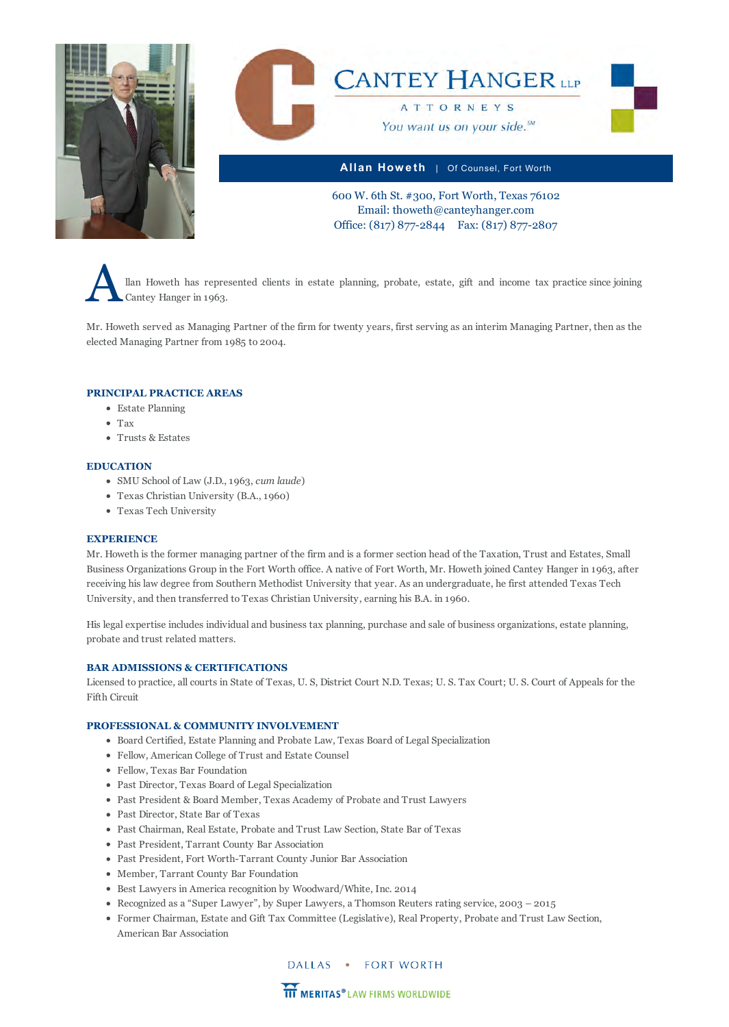# CANTEY HANGER LLP

ATTORNEYS

You want us on your side.℠

**Allan Howeth** | Of Counsel, Fort Worth

600 W. 6th St. #300, Fort Worth, Texas 76102
Email: thoweth@canteyhanger.com
Office: (817) 877-2844 Fax: (817) 877-2807

Allan Howeth has represented clients in estate planning, probate, estate, gift and income tax practice since joining Cantey Hanger in 1963.

Mr. Howeth served as Managing Partner of the firm for twenty years, first serving as an interim Managing Partner, then as the elected Managing Partner from 1985 to 2004.

## PRINCIPAL PRACTICE AREAS

- Estate Planning
- Tax
- Trusts & Estates

## EDUCATION

- SMU School of Law (J.D., 1963, *cum laude*)
- Texas Christian University (B.A., 1960)
- Texas Tech University

## EXPERIENCE

Mr. Howeth is the former managing partner of the firm and is a former section head of the Taxation, Trust and Estates, Small Business Organizations Group in the Fort Worth office. A native of Fort Worth, Mr. Howeth joined Cantey Hanger in 1963, after receiving his law degree from Southern Methodist University that year. As an undergraduate, he first attended Texas Tech University, and then transferred to Texas Christian University, earning his B.A. in 1960.

His legal expertise includes individual and business tax planning, purchase and sale of business organizations, estate planning, probate and trust related matters.

## BAR ADMISSIONS & CERTIFICATIONS

Licensed to practice, all courts in State of Texas, U. S, District Court N.D. Texas; U. S. Tax Court; U. S. Court of Appeals for the Fifth Circuit

## PROFESSIONAL & COMMUNITY INVOLVEMENT

- Board Certified, Estate Planning and Probate Law, Texas Board of Legal Specialization
- Fellow, American College of Trust and Estate Counsel
- Fellow, Texas Bar Foundation
- Past Director, Texas Board of Legal Specialization
- Past President & Board Member, Texas Academy of Probate and Trust Lawyers
- Past Director, State Bar of Texas
- Past Chairman, Real Estate, Probate and Trust Law Section, State Bar of Texas
- Past President, Tarrant County Bar Association
- Past President, Fort Worth-Tarrant County Junior Bar Association
- Member, Tarrant County Bar Foundation
- Best Lawyers in America recognition by Woodward/White, Inc. 2014
- Recognized as a "Super Lawyer", by Super Lawyers, a Thomson Reuters rating service, 2003 – 2015
- Former Chairman, Estate and Gift Tax Committee (Legislative), Real Property, Probate and Trust Law Section, American Bar Association

DALLAS • FORT WORTH

MERITAS® LAW FIRMS WORLDWIDE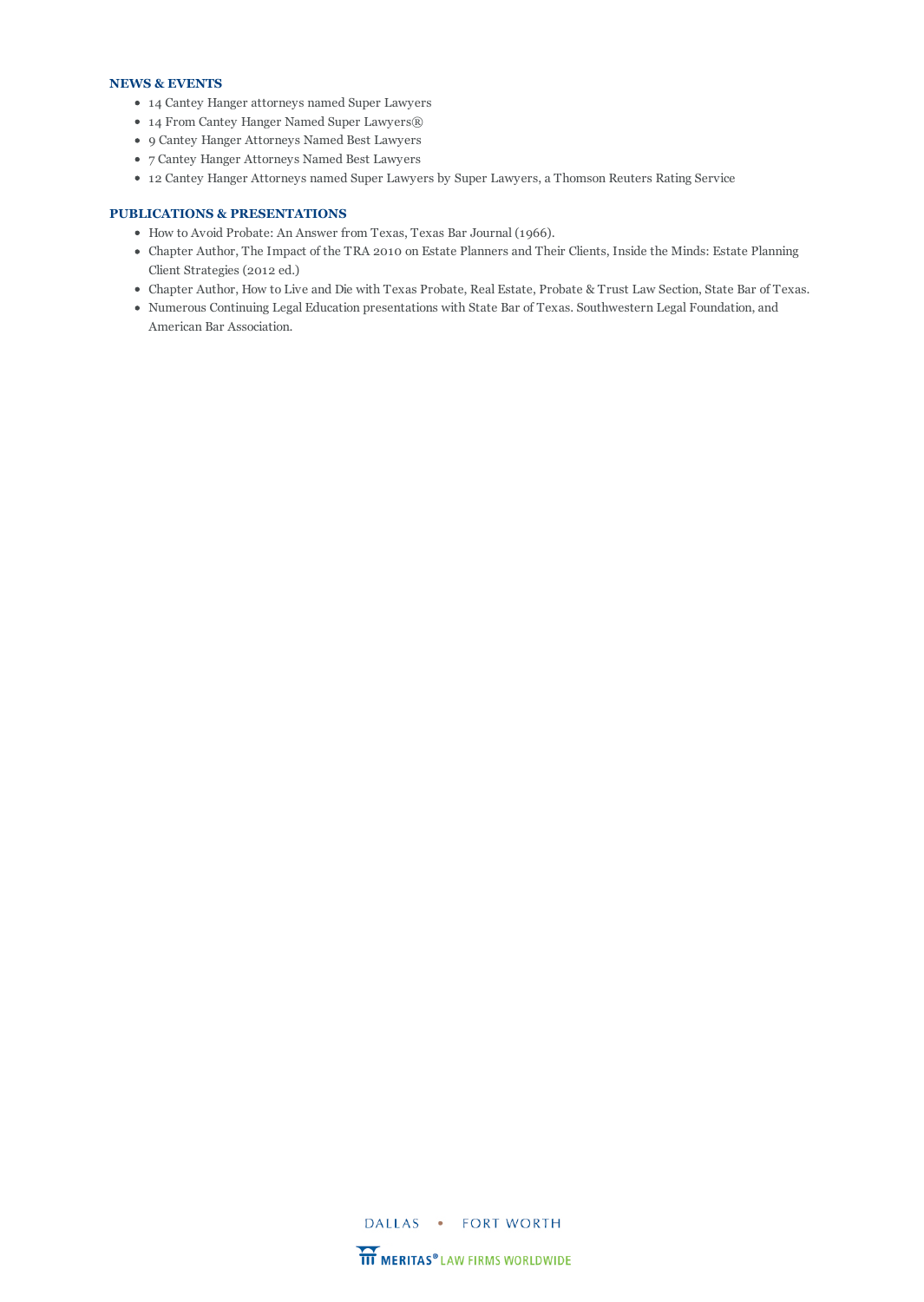## NEWS & EVENTS

- 14 Cantey Hanger attorneys named Super Lawyers
- 14 From Cantey Hanger Named Super Lawyers®
- 9 Cantey Hanger Attorneys Named Best Lawyers
- 7 Cantey Hanger Attorneys Named Best Lawyers
- 12 Cantey Hanger Attorneys named Super Lawyers by Super Lawyers, a Thomson Reuters Rating Service

## PUBLICATIONS & PRESENTATIONS

- How to Avoid Probate: An Answer from Texas, Texas Bar Journal (1966).
- Chapter Author, The Impact of the TRA 2010 on Estate Planners and Their Clients, Inside the Minds: Estate Planning Client Strategies (2012 ed.)
- Chapter Author, How to Live and Die with Texas Probate, Real Estate, Probate & Trust Law Section, State Bar of Texas.
- Numerous Continuing Legal Education presentations with State Bar of Texas. Southwestern Legal Foundation, and American Bar Association.